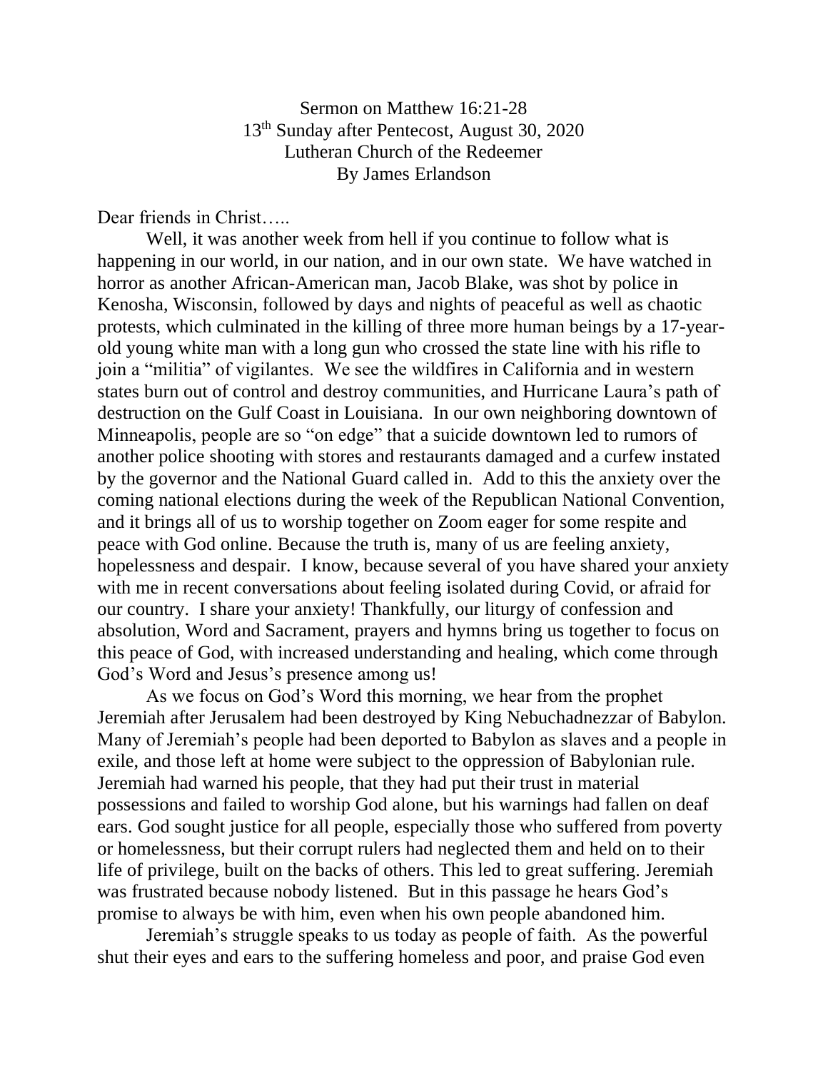Sermon on Matthew 16:21-28
13th Sunday after Pentecost, August 30, 2020
Lutheran Church of the Redeemer
By James Erlandson

Dear friends in Christ…..

Well, it was another week from hell if you continue to follow what is happening in our world, in our nation, and in our own state. We have watched in horror as another African-American man, Jacob Blake, was shot by police in Kenosha, Wisconsin, followed by days and nights of peaceful as well as chaotic protests, which culminated in the killing of three more human beings by a 17-year-old young white man with a long gun who crossed the state line with his rifle to join a "militia" of vigilantes. We see the wildfires in California and in western states burn out of control and destroy communities, and Hurricane Laura's path of destruction on the Gulf Coast in Louisiana. In our own neighboring downtown of Minneapolis, people are so "on edge" that a suicide downtown led to rumors of another police shooting with stores and restaurants damaged and a curfew instated by the governor and the National Guard called in. Add to this the anxiety over the coming national elections during the week of the Republican National Convention, and it brings all of us to worship together on Zoom eager for some respite and peace with God online. Because the truth is, many of us are feeling anxiety, hopelessness and despair. I know, because several of you have shared your anxiety with me in recent conversations about feeling isolated during Covid, or afraid for our country. I share your anxiety! Thankfully, our liturgy of confession and absolution, Word and Sacrament, prayers and hymns bring us together to focus on this peace of God, with increased understanding and healing, which come through God's Word and Jesus's presence among us!

As we focus on God's Word this morning, we hear from the prophet Jeremiah after Jerusalem had been destroyed by King Nebuchadnezzar of Babylon. Many of Jeremiah's people had been deported to Babylon as slaves and a people in exile, and those left at home were subject to the oppression of Babylonian rule. Jeremiah had warned his people, that they had put their trust in material possessions and failed to worship God alone, but his warnings had fallen on deaf ears. God sought justice for all people, especially those who suffered from poverty or homelessness, but their corrupt rulers had neglected them and held on to their life of privilege, built on the backs of others. This led to great suffering. Jeremiah was frustrated because nobody listened. But in this passage he hears God's promise to always be with him, even when his own people abandoned him.

Jeremiah's struggle speaks to us today as people of faith. As the powerful shut their eyes and ears to the suffering homeless and poor, and praise God even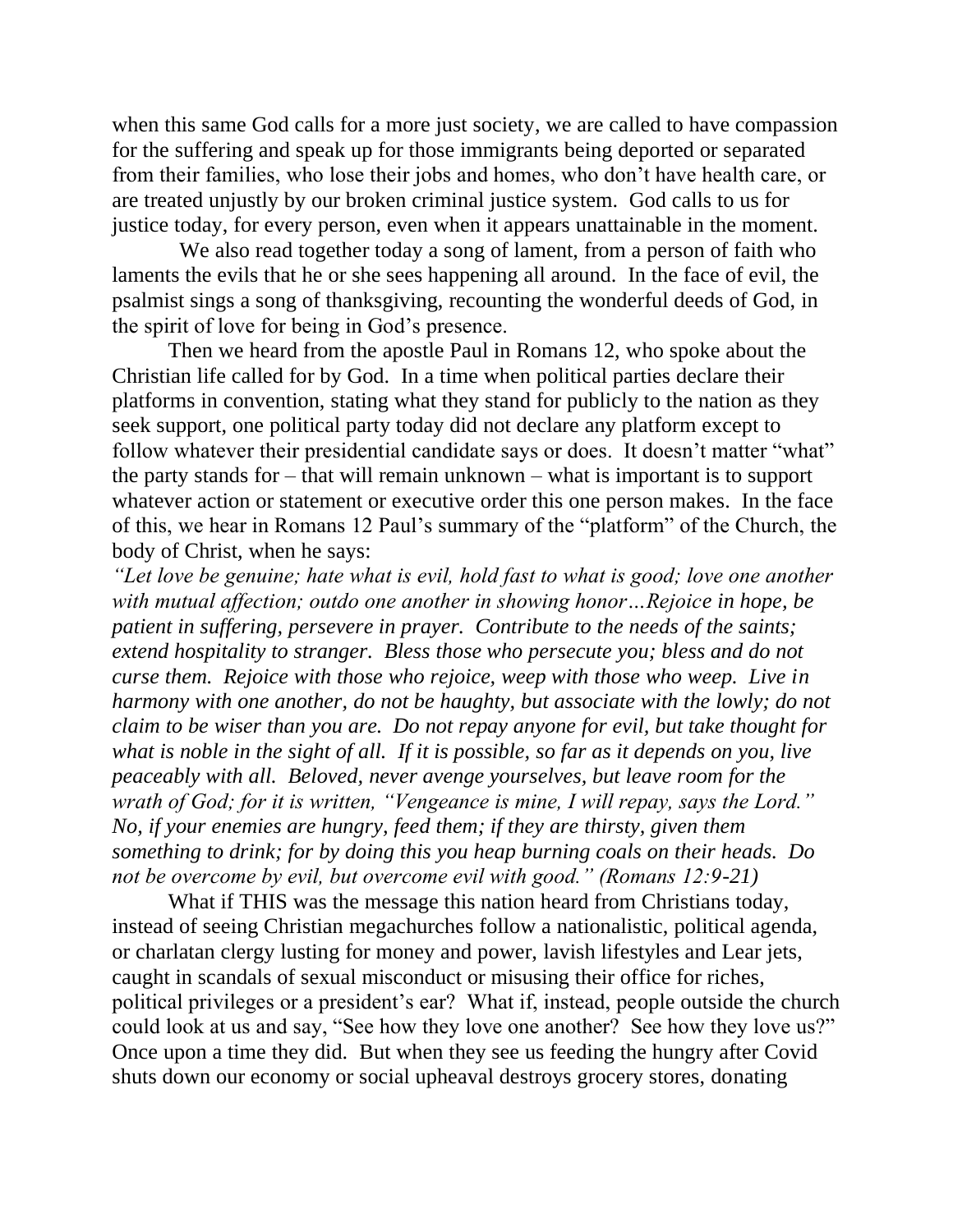when this same God calls for a more just society, we are called to have compassion for the suffering and speak up for those immigrants being deported or separated from their families, who lose their jobs and homes, who don't have health care, or are treated unjustly by our broken criminal justice system. God calls to us for justice today, for every person, even when it appears unattainable in the moment.

We also read together today a song of lament, from a person of faith who laments the evils that he or she sees happening all around. In the face of evil, the psalmist sings a song of thanksgiving, recounting the wonderful deeds of God, in the spirit of love for being in God's presence.

Then we heard from the apostle Paul in Romans 12, who spoke about the Christian life called for by God. In a time when political parties declare their platforms in convention, stating what they stand for publicly to the nation as they seek support, one political party today did not declare any platform except to follow whatever their presidential candidate says or does. It doesn't matter "what" the party stands for – that will remain unknown – what is important is to support whatever action or statement or executive order this one person makes. In the face of this, we hear in Romans 12 Paul's summary of the "platform" of the Church, the body of Christ, when he says:

*"Let love be genuine; hate what is evil, hold fast to what is good; love one another with mutual affection; outdo one another in showing honor…Rejoice in hope, be patient in suffering, persevere in prayer. Contribute to the needs of the saints; extend hospitality to stranger. Bless those who persecute you; bless and do not curse them. Rejoice with those who rejoice, weep with those who weep. Live in harmony with one another, do not be haughty, but associate with the lowly; do not claim to be wiser than you are. Do not repay anyone for evil, but take thought for what is noble in the sight of all. If it is possible, so far as it depends on you, live peaceably with all. Beloved, never avenge yourselves, but leave room for the wrath of God; for it is written, "Vengeance is mine, I will repay, says the Lord." No, if your enemies are hungry, feed them; if they are thirsty, given them something to drink; for by doing this you heap burning coals on their heads. Do not be overcome by evil, but overcome evil with good." (Romans 12:9-21)*

What if THIS was the message this nation heard from Christians today, instead of seeing Christian megachurches follow a nationalistic, political agenda, or charlatan clergy lusting for money and power, lavish lifestyles and Lear jets, caught in scandals of sexual misconduct or misusing their office for riches, political privileges or a president's ear? What if, instead, people outside the church could look at us and say, "See how they love one another? See how they love us?" Once upon a time they did. But when they see us feeding the hungry after Covid shuts down our economy or social upheaval destroys grocery stores, donating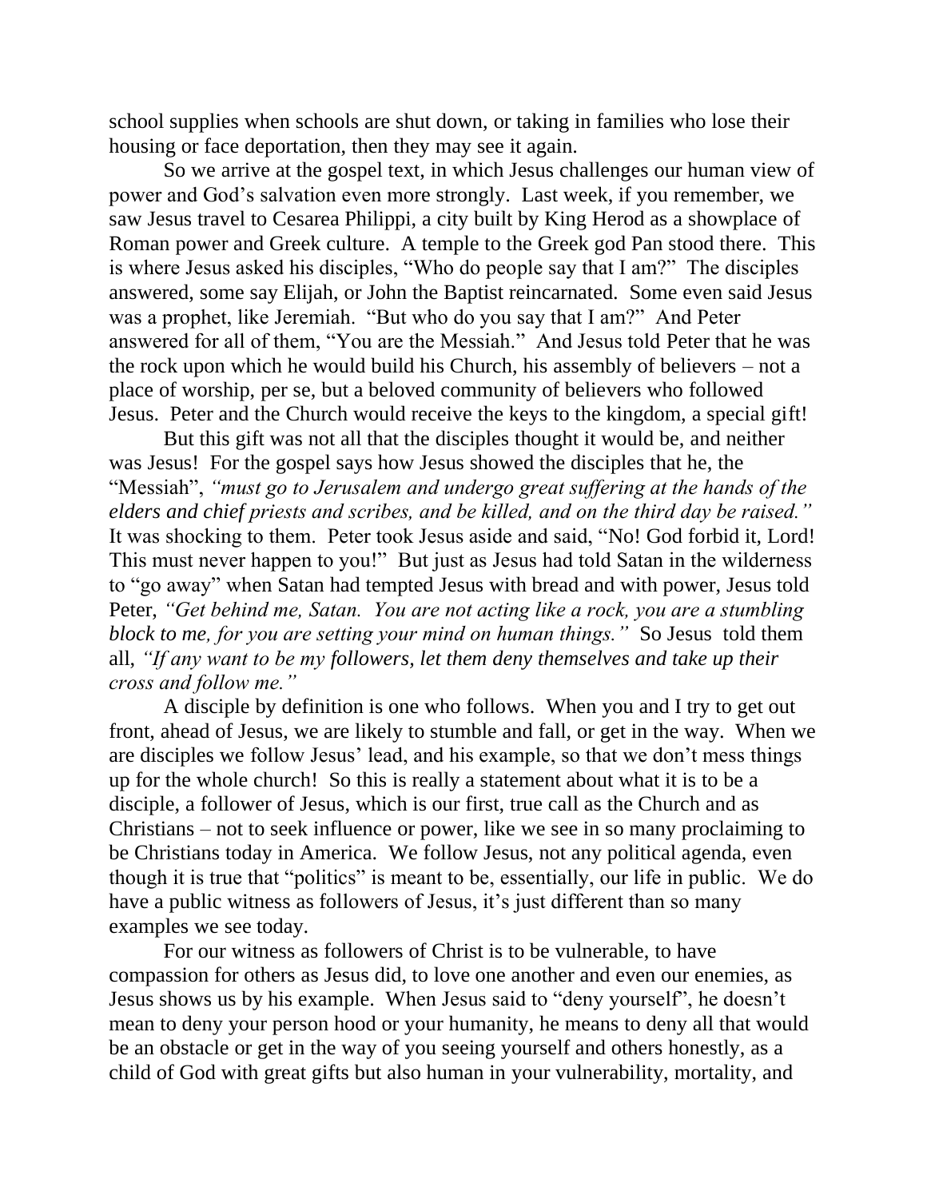school supplies when schools are shut down, or taking in families who lose their housing or face deportation, then they may see it again.

So we arrive at the gospel text, in which Jesus challenges our human view of power and God's salvation even more strongly. Last week, if you remember, we saw Jesus travel to Cesarea Philippi, a city built by King Herod as a showplace of Roman power and Greek culture. A temple to the Greek god Pan stood there. This is where Jesus asked his disciples, "Who do people say that I am?" The disciples answered, some say Elijah, or John the Baptist reincarnated. Some even said Jesus was a prophet, like Jeremiah. "But who do you say that I am?" And Peter answered for all of them, "You are the Messiah." And Jesus told Peter that he was the rock upon which he would build his Church, his assembly of believers – not a place of worship, per se, but a beloved community of believers who followed Jesus. Peter and the Church would receive the keys to the kingdom, a special gift!

But this gift was not all that the disciples thought it would be, and neither was Jesus! For the gospel says how Jesus showed the disciples that he, the "Messiah", *"must go to Jerusalem and undergo great suffering at the hands of the elders and chief priests and scribes, and be killed, and on the third day be raised."* It was shocking to them. Peter took Jesus aside and said, "No! God forbid it, Lord! This must never happen to you!" But just as Jesus had told Satan in the wilderness to "go away" when Satan had tempted Jesus with bread and with power, Jesus told Peter, *"Get behind me, Satan. You are not acting like a rock, you are a stumbling block to me, for you are setting your mind on human things."* So Jesus told them all, *"If any want to be my followers, let them deny themselves and take up their cross and follow me."*

A disciple by definition is one who follows. When you and I try to get out front, ahead of Jesus, we are likely to stumble and fall, or get in the way. When we are disciples we follow Jesus' lead, and his example, so that we don't mess things up for the whole church! So this is really a statement about what it is to be a disciple, a follower of Jesus, which is our first, true call as the Church and as Christians – not to seek influence or power, like we see in so many proclaiming to be Christians today in America. We follow Jesus, not any political agenda, even though it is true that "politics" is meant to be, essentially, our life in public. We do have a public witness as followers of Jesus, it's just different than so many examples we see today.

For our witness as followers of Christ is to be vulnerable, to have compassion for others as Jesus did, to love one another and even our enemies, as Jesus shows us by his example. When Jesus said to "deny yourself", he doesn't mean to deny your person hood or your humanity, he means to deny all that would be an obstacle or get in the way of you seeing yourself and others honestly, as a child of God with great gifts but also human in your vulnerability, mortality, and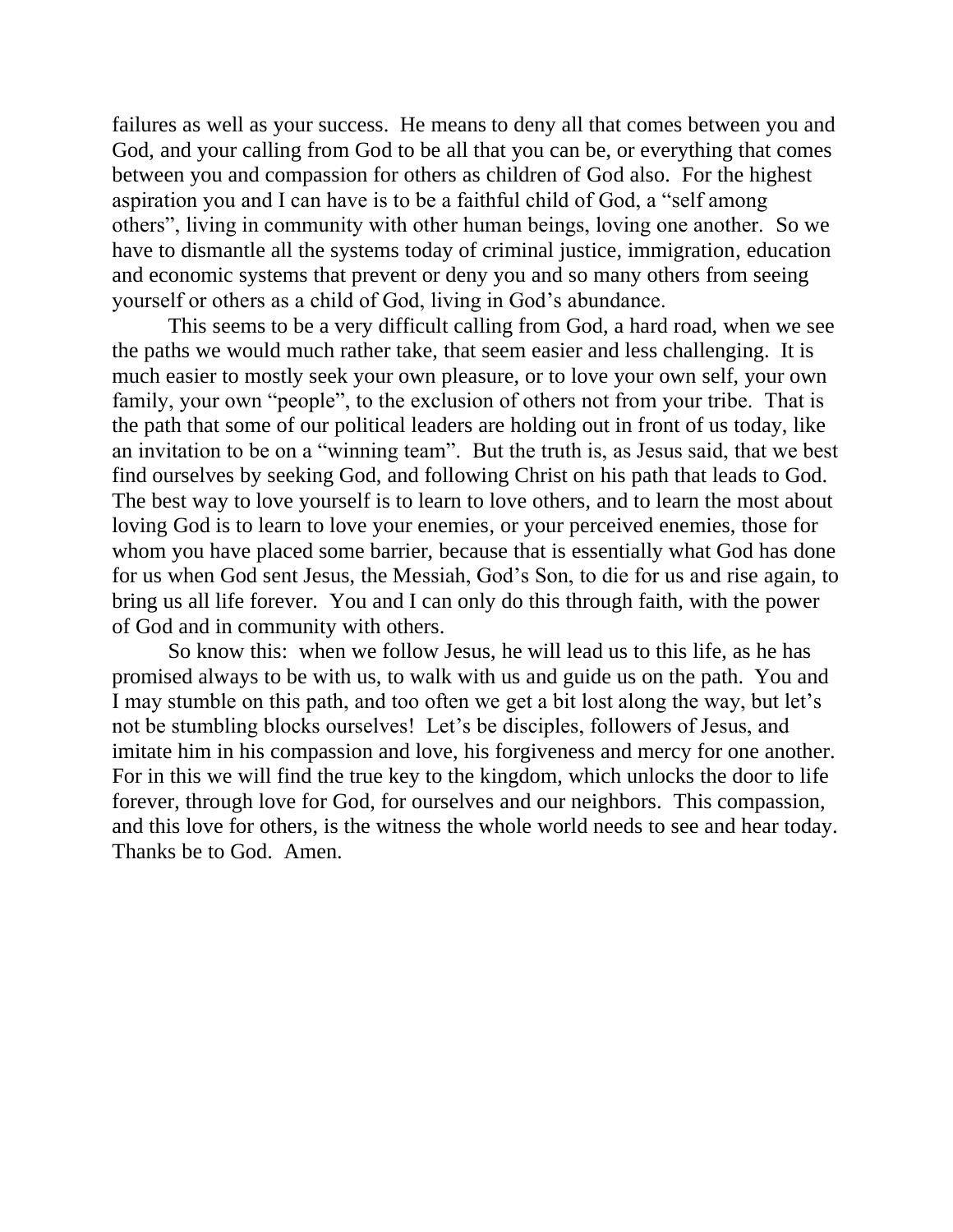failures as well as your success. He means to deny all that comes between you and God, and your calling from God to be all that you can be, or everything that comes between you and compassion for others as children of God also. For the highest aspiration you and I can have is to be a faithful child of God, a "self among others", living in community with other human beings, loving one another. So we have to dismantle all the systems today of criminal justice, immigration, education and economic systems that prevent or deny you and so many others from seeing yourself or others as a child of God, living in God's abundance.

This seems to be a very difficult calling from God, a hard road, when we see the paths we would much rather take, that seem easier and less challenging. It is much easier to mostly seek your own pleasure, or to love your own self, your own family, your own "people", to the exclusion of others not from your tribe. That is the path that some of our political leaders are holding out in front of us today, like an invitation to be on a "winning team". But the truth is, as Jesus said, that we best find ourselves by seeking God, and following Christ on his path that leads to God. The best way to love yourself is to learn to love others, and to learn the most about loving God is to learn to love your enemies, or your perceived enemies, those for whom you have placed some barrier, because that is essentially what God has done for us when God sent Jesus, the Messiah, God's Son, to die for us and rise again, to bring us all life forever. You and I can only do this through faith, with the power of God and in community with others.

So know this: when we follow Jesus, he will lead us to this life, as he has promised always to be with us, to walk with us and guide us on the path. You and I may stumble on this path, and too often we get a bit lost along the way, but let's not be stumbling blocks ourselves! Let's be disciples, followers of Jesus, and imitate him in his compassion and love, his forgiveness and mercy for one another. For in this we will find the true key to the kingdom, which unlocks the door to life forever, through love for God, for ourselves and our neighbors. This compassion, and this love for others, is the witness the whole world needs to see and hear today. Thanks be to God. Amen.